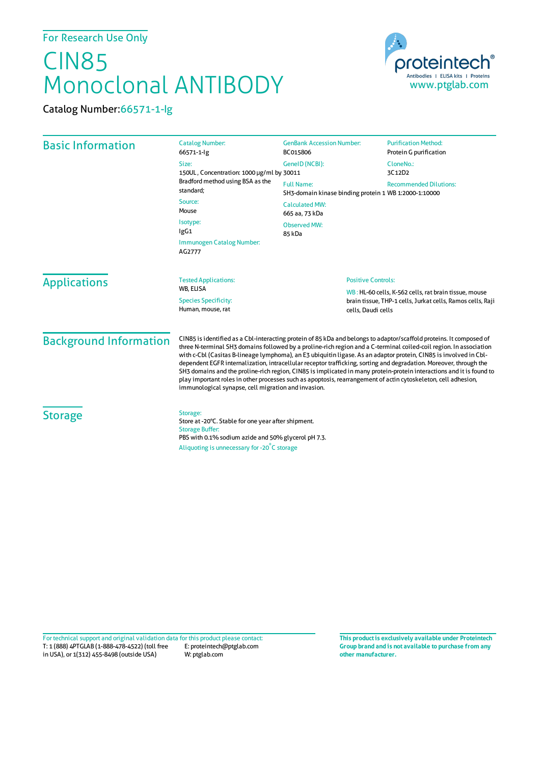For Research Use Only

# CIN85 Monoclonal ANTIBODY

Catalog Number: 66571-1-Ig

proteintech® Antibodies | ELISA kits | Proteins
www.ptglab.com

## Basic Information

**Catalog Number:**
66571-1-Ig

**Size:**
150UL , Concentration: 1000 μg/ml by Bradford method using BSA as the standard;

**Source:**
Mouse

**Isotype:**
IgG1

**Immunogen Catalog Number:**
AG2777

**GenBank Accession Number:**
BC015806

**GeneID (NCBI):**
30011

**Full Name:**
SH3-domain kinase binding protein 1

**Calculated MW:**
665 aa, 73 kDa

**Observed MW:**
85 kDa

**Purification Method:**
Protein G purification

**CloneNo.:**
3C12D2

**Recommended Dilutions:**
WB 1:2000-1:10000

## Applications

**Tested Applications:**
WB, ELISA

**Species Specificity:**
Human, mouse, rat

**Positive Controls:**
WB : HL-60 cells, K-562 cells, rat brain tissue, mouse brain tissue, THP-1 cells, Jurkat cells, Ramos cells, Raji cells, Daudi cells

## Background Information

CIN85 is identified as a Cbl-interacting protein of 85 kDa and belongs to adaptor/scaffold proteins. It composed of three N-terminal SH3 domains followed by a proline-rich region and a C-terminal coiled-coil region. In association with c-Cbl (Casitas B-lineage lymphoma), an E3 ubiquitin ligase. As an adaptor protein, CIN85 is involved in Cbl-dependent EGFR internalization, intracellular receptor trafficking, sorting and degradation. Moreover, through the SH3 domains and the proline-rich region, CIN85 is implicated in many protein-protein interactions and it is found to play important roles in other processes such as apoptosis, rearrangement of actin cytoskeleton, cell adhesion, immunological synapse, cell migration and invasion.

## Storage

**Storage:**
Store at -20°C. Stable for one year after shipment.

**Storage Buffer:**
PBS with 0.1% sodium azide and 50% glycerol pH 7.3.

Aliquoting is unnecessary for -20°C storage

For technical support and original validation data for this product please contact:
T: 1 (888) 4PTGLAB (1-888-478-4522) (toll free in USA), or 1(312) 455-8498 (outside USA)
E: proteintech@ptglab.com
W: ptglab.com

**This product is exclusively available under Proteintech Group brand and is not available to purchase from any other manufacturer.**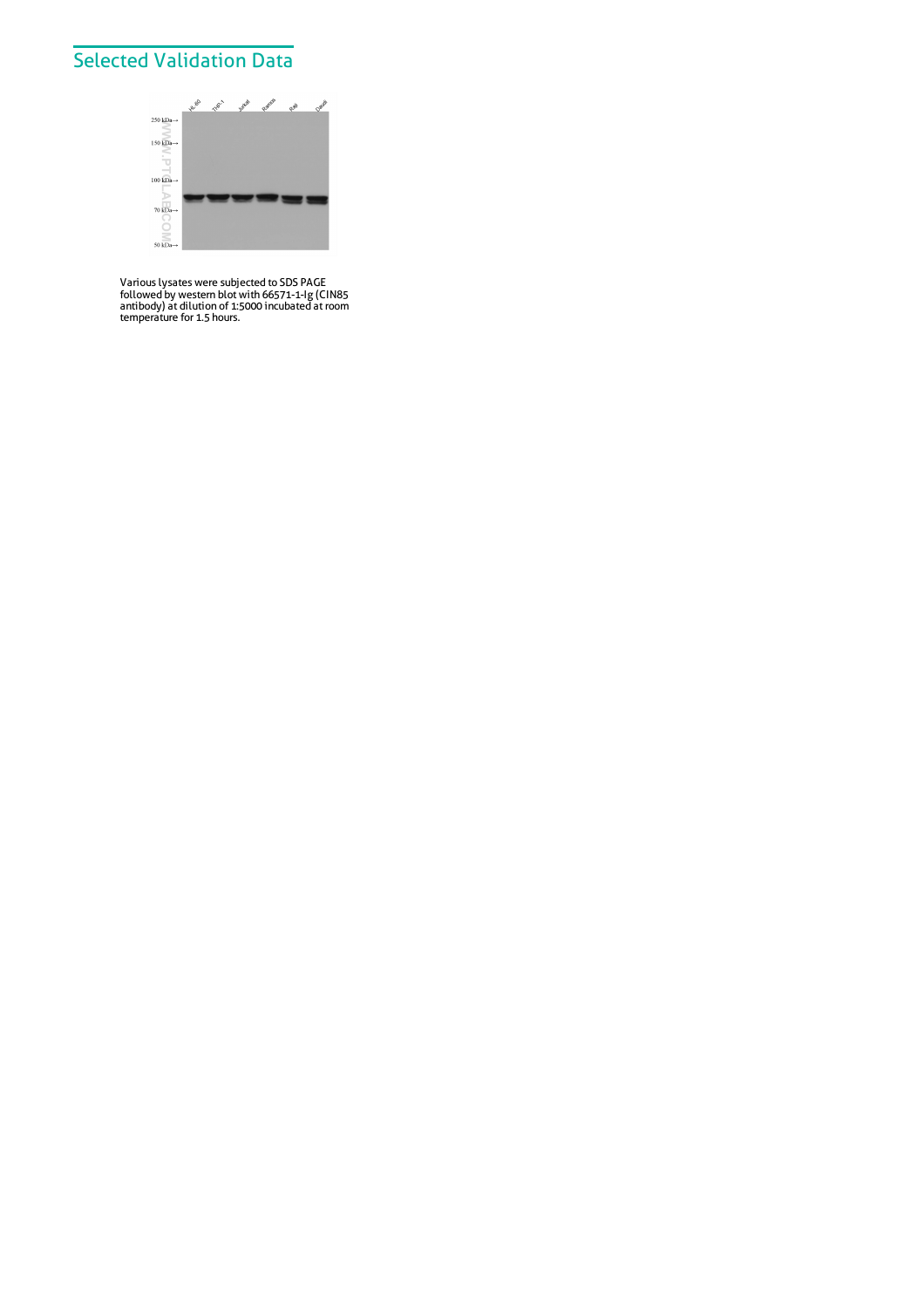## Selected Validation Data

HL-60
THP-1
Jurkat
Ramos
Raji
Daudi

250 kDa→
150 kDa→
100 kDa→
70 kDa→
50 kDa→

WWW.PTGLAB.COM

Various lysates were subjected to SDS PAGE followed by western blot with 66571-1-Ig (CIN85 antibody) at dilution of 1:5000 incubated at room temperature for 1.5 hours.